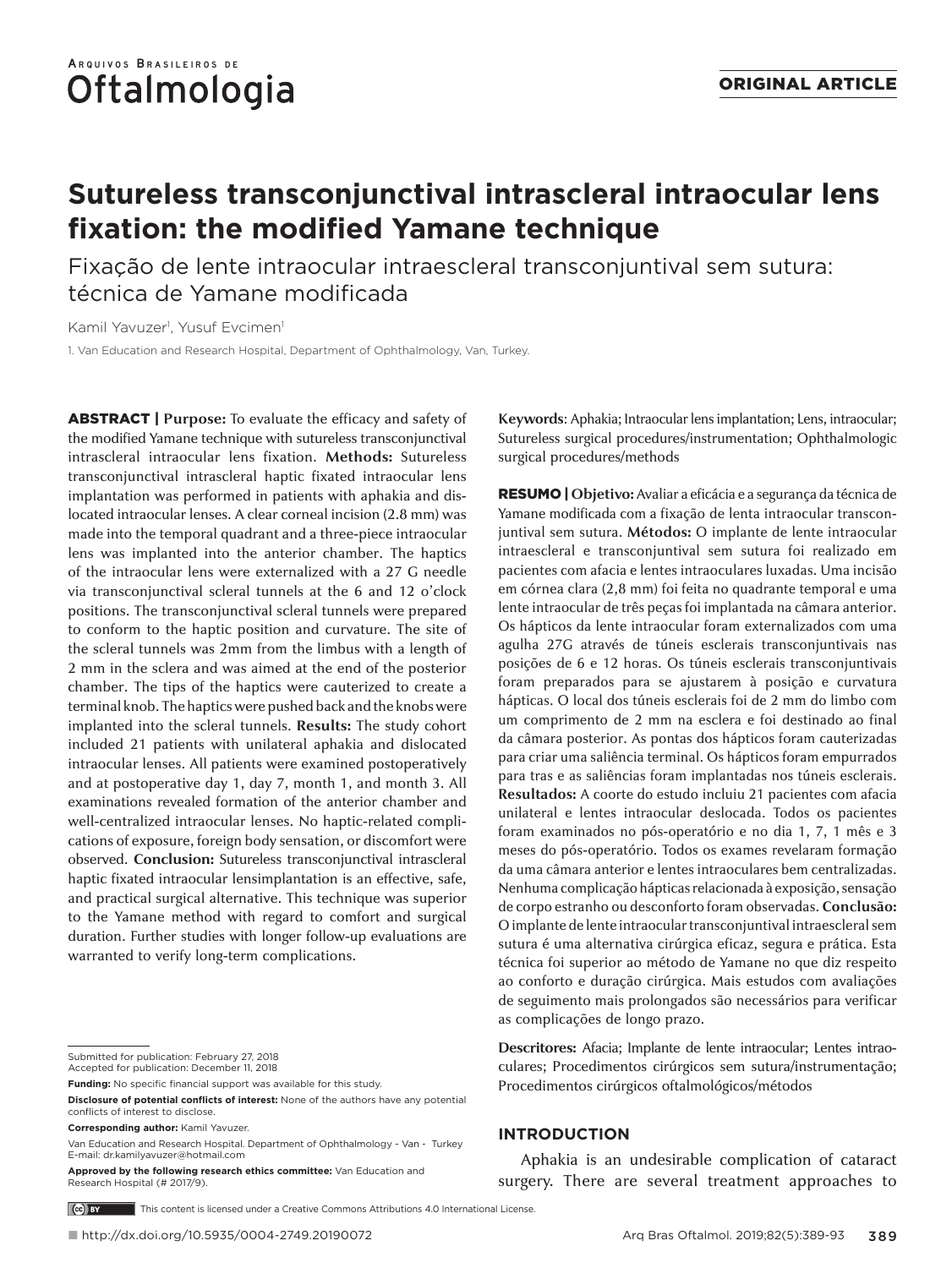# Sutureless transconjunctival intrascleral intraocular lens fixation: the modified Yamane technique

Fixação de lente intraocular intraescleral transconjuntival sem sutura: técnica de Yamane modificada

Kamil Yavuzer[1], Yusuf Evcimen[1]

1. Van Education and Research Hospital, Department of Ophthalmology, Van, Turkey.

**ABSTRACT | Purpose:** To evaluate the efficacy and safety of the modified Yamane technique with sutureless transconjunctival intrascleral intraocular lens fixation. **Methods:** Sutureless transconjunctival intrascleral haptic fixated intraocular lens implantation was performed in patients with aphakia and dislocated intraocular lenses. A clear corneal incision (2.8 mm) was made into the temporal quadrant and a three-piece intraocular lens was implanted into the anterior chamber. The haptics of the intraocular lens were externalized with a 27 G needle via transconjunctival scleral tunnels at the 6 and 12 o'clock positions. The transconjunctival scleral tunnels were prepared to conform to the haptic position and curvature. The site of the scleral tunnels was 2mm from the limbus with a length of 2 mm in the sclera and was aimed at the end of the posterior chamber. The tips of the haptics were cauterized to create a terminal knob. The haptics were pushed back and the knobs were implanted into the scleral tunnels. **Results:** The study cohort included 21 patients with unilateral aphakia and dislocated intraocular lenses. All patients were examined postoperatively and at postoperative day 1, day 7, month 1, and month 3. All examinations revealed formation of the anterior chamber and well-centralized intraocular lenses. No haptic-related complications of exposure, foreign body sensation, or discomfort were observed. **Conclusion:** Sutureless transconjunctival intrascleral haptic fixated intraocular lensimplantation is an effective, safe, and practical surgical alternative. This technique was superior to the Yamane method with regard to comfort and surgical duration. Further studies with longer follow-up evaluations are warranted to verify long-term complications.

**Keywords**: Aphakia; Intraocular lens implantation; Lens, intraocular; Sutureless surgical procedures/instrumentation; Ophthalmologic surgical procedures/methods

**RESUMO | Objetivo:** Avaliar a eficácia e a segurança da técnica de Yamane modificada com a fixação de lenta intraocular transconjuntival sem sutura. **Métodos:** O implante de lente intraocular intraescleral e transconjuntival sem sutura foi realizado em pacientes com afacia e lentes intraoculares luxadas. Uma incisão em córnea clara (2,8 mm) foi feita no quadrante temporal e uma lente intraocular de três peças foi implantada na câmara anterior. Os hápticos da lente intraocular foram externalizados com uma agulha 27G através de túneis esclerais transconjuntivais nas posições de 6 e 12 horas. Os túneis esclerais transconjuntivais foram preparados para se ajustarem à posição e curvatura hápticas. O local dos túneis esclerais foi de 2 mm do limbo com um comprimento de 2 mm na esclera e foi destinado ao final da câmara posterior. As pontas dos hápticos foram cauterizadas para criar uma saliência terminal. Os hápticos foram empurrados para tras e as saliências foram implantadas nos túneis esclerais. **Resultados:** A coorte do estudo incluiu 21 pacientes com afacia unilateral e lentes intraocular deslocada. Todos os pacientes foram examinados no pós-operatório e no dia 1, 7, 1 mês e 3 meses do pós-operatório. Todos os exames revelaram formação da uma câmara anterior e lentes intraoculares bem centralizadas. Nenhuma complicação hápticas relacionada à exposição, sensação de corpo estranho ou desconforto foram observadas. **Conclusão:** O implante de lente intraocular transconjuntival intraescleral sem sutura é uma alternativa cirúrgica eficaz, segura e prática. Esta técnica foi superior ao método de Yamane no que diz respeito ao conforto e duração cirúrgica. Mais estudos com avaliações de seguimento mais prolongados são necessários para verificar as complicações de longo prazo.

**Descritores:** Afacia; Implante de lente intraocular; Lentes intraoculares; Procedimentos cirúrgicos sem sutura/instrumentação; Procedimentos cirúrgicos oftalmológicos/métodos

## INTRODUCTION

Aphakia is an undesirable complication of cataract surgery. There are several treatment approaches to

---

Submitted for publication: February 27, 2018
Accepted for publication: December 11, 2018

**Funding:** No specific financial support was available for this study.

**Disclosure of potential conflicts of interest:** None of the authors have any potential conflicts of interest to disclose.

**Corresponding author:** Kamil Yavuzer.

Van Education and Research Hospital. Department of Ophthalmology - Van - Turkey
E-mail: dr.kamilyavuzer@hotmail.com

**Approved by the following research ethics committee:** Van Education and Research Hospital (# 2017/9).

This content is licensed under a Creative Commons Attributions 4.0 International License.

http://dx.doi.org/10.5935/0004-2749.20190072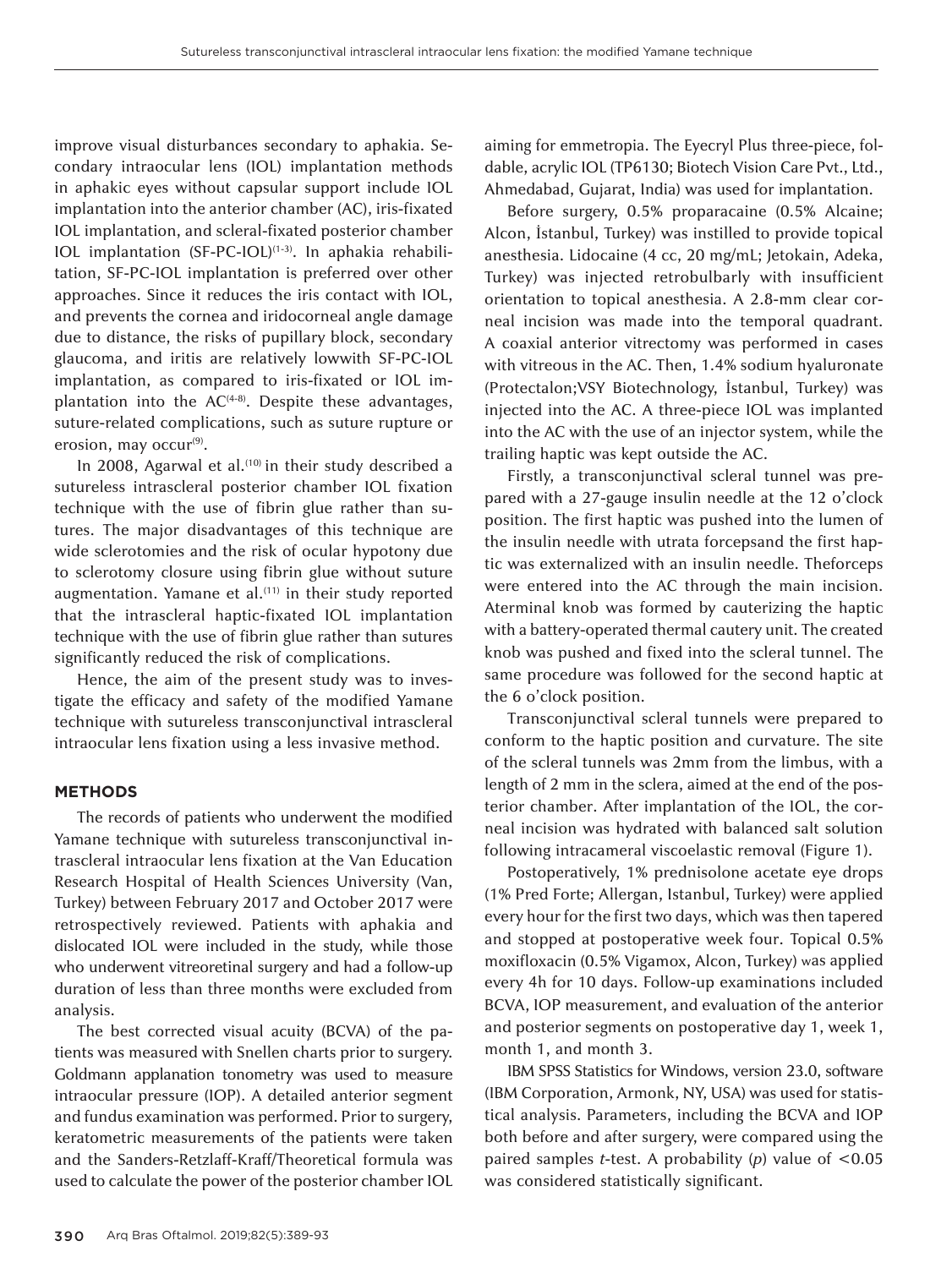improve visual disturbances secondary to aphakia. Secondary intraocular lens (IOL) implantation methods in aphakic eyes without capsular support include IOL implantation into the anterior chamber (AC), iris-fixated IOL implantation, and scleral-fixated posterior chamber IOL implantation (SF-PC-IOL)[1-3]. In aphakia rehabilitation, SF-PC-IOL implantation is preferred over other approaches. Since it reduces the iris contact with IOL, and prevents the cornea and iridocorneal angle damage due to distance, the risks of pupillary block, secondary glaucoma, and iritis are relatively lowwith SF-PC-IOL implantation, as compared to iris-fixated or IOL implantation into the AC[4-8]. Despite these advantages, suture-related complications, such as suture rupture or erosion, may occur[9].

In 2008, Agarwal et al.[10] in their study described a sutureless intrascleral posterior chamber IOL fixation technique with the use of fibrin glue rather than sutures. The major disadvantages of this technique are wide sclerotomies and the risk of ocular hypotony due to sclerotomy closure using fibrin glue without suture augmentation. Yamane et al.[11] in their study reported that the intrascleral haptic-fixated IOL implantation technique with the use of fibrin glue rather than sutures significantly reduced the risk of complications.

Hence, the aim of the present study was to investigate the efficacy and safety of the modified Yamane technique with sutureless transconjunctival intrascleral intraocular lens fixation using a less invasive method.

## METHODS

The records of patients who underwent the modified Yamane technique with sutureless transconjunctival intrascleral intraocular lens fixation at the Van Education Research Hospital of Health Sciences University (Van, Turkey) between February 2017 and October 2017 were retrospectively reviewed. Patients with aphakia and dislocated IOL were included in the study, while those who underwent vitreoretinal surgery and had a follow-up duration of less than three months were excluded from analysis.

The best corrected visual acuity (BCVA) of the patients was measured with Snellen charts prior to surgery. Goldmann applanation tonometry was used to measure intraocular pressure (IOP). A detailed anterior segment and fundus examination was performed. Prior to surgery, keratometric measurements of the patients were taken and the Sanders-Retzlaff-Kraff/Theoretical formula was used to calculate the power of the posterior chamber IOL aiming for emmetropia. The Eyecryl Plus three-piece, foldable, acrylic IOL (TP6130; Biotech Vision Care Pvt., Ltd., Ahmedabad, Gujarat, India) was used for implantation.

Before surgery, 0.5% proparacaine (0.5% Alcaine; Alcon, İstanbul, Turkey) was instilled to provide topical anesthesia. Lidocaine (4 cc, 20 mg/mL; Jetokain, Adeka, Turkey) was injected retrobulbarly with insufficient orientation to topical anesthesia. A 2.8-mm clear corneal incision was made into the temporal quadrant. A coaxial anterior vitrectomy was performed in cases with vitreous in the AC. Then, 1.4% sodium hyaluronate (Protectalon;VSY Biotechnology, İstanbul, Turkey) was injected into the AC. A three-piece IOL was implanted into the AC with the use of an injector system, while the trailing haptic was kept outside the AC.

Firstly, a transconjunctival scleral tunnel was prepared with a 27-gauge insulin needle at the 12 o'clock position. The first haptic was pushed into the lumen of the insulin needle with utrata forcepsand the first haptic was externalized with an insulin needle. Theforceps were entered into the AC through the main incision. Aterminal knob was formed by cauterizing the haptic with a battery-operated thermal cautery unit. The created knob was pushed and fixed into the scleral tunnel. The same procedure was followed for the second haptic at the 6 o'clock position.

Transconjunctival scleral tunnels were prepared to conform to the haptic position and curvature. The site of the scleral tunnels was 2mm from the limbus, with a length of 2 mm in the sclera, aimed at the end of the posterior chamber. After implantation of the IOL, the corneal incision was hydrated with balanced salt solution following intracameral viscoelastic removal (Figure 1).

Postoperatively, 1% prednisolone acetate eye drops (1% Pred Forte; Allergan, Istanbul, Turkey) were applied every hour for the first two days, which was then tapered and stopped at postoperative week four. Topical 0.5% moxifloxacin (0.5% Vigamox, Alcon, Turkey) was applied every 4h for 10 days. Follow-up examinations included BCVA, IOP measurement, and evaluation of the anterior and posterior segments on postoperative day 1, week 1, month 1, and month 3.

IBM SPSS Statistics for Windows, version 23.0, software (IBM Corporation, Armonk, NY, USA) was used for statistical analysis. Parameters, including the BCVA and IOP both before and after surgery, were compared using the paired samples *t*-test. A probability (*p*) value of $<0.05$ was considered statistically significant.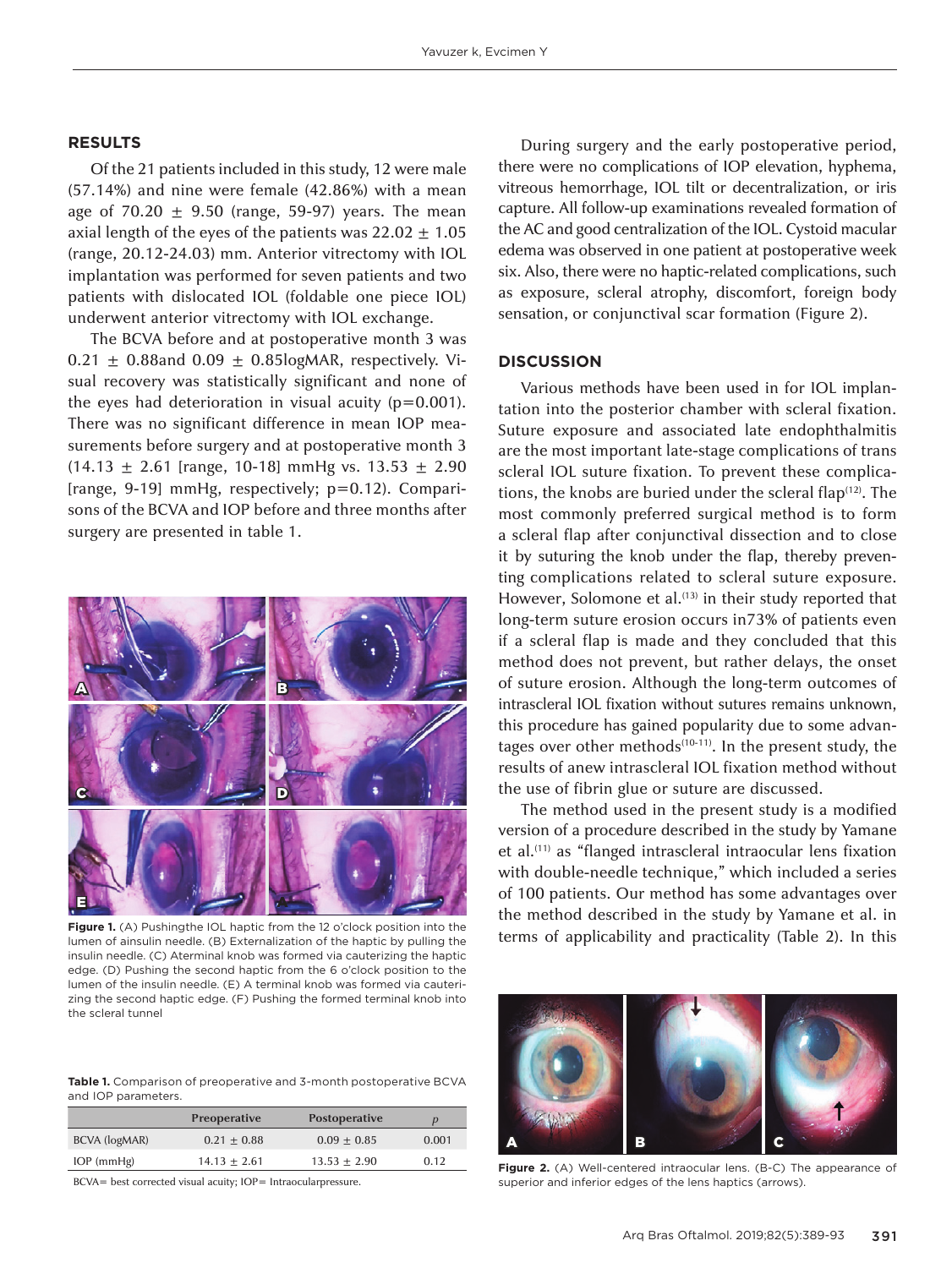## RESULTS

Of the 21 patients included in this study, 12 were male (57.14%) and nine were female (42.86%) with a mean age of 70.20 ± 9.50 (range, 59-97) years. The mean axial length of the eyes of the patients was 22.02 ± 1.05 (range, 20.12-24.03) mm. Anterior vitrectomy with IOL implantation was performed for seven patients and two patients with dislocated IOL (foldable one piece IOL) underwent anterior vitrectomy with IOL exchange.

The BCVA before and at postoperative month 3 was 0.21 ± 0.88and 0.09 ± 0.85logMAR, respectively. Visual recovery was statistically significant and none of the eyes had deterioration in visual acuity (p=0.001). There was no significant difference in mean IOP measurements before surgery and at postoperative month 3 (14.13 ± 2.61 [range, 10-18] mmHg vs. 13.53 ± 2.90 [range, 9-19] mmHg, respectively; p=0.12). Comparisons of the BCVA and IOP before and three months after surgery are presented in table 1.

**Figure 1.** (A) Pushingthe IOL haptic from the 12 o'clock position into the lumen of ainsulin needle. (B) Externalization of the haptic by pulling the insulin needle. (C) Aterminal knob was formed via cauterizing the haptic edge. (D) Pushing the second haptic from the 6 o'clock position to the lumen of the insulin needle. (E) A terminal knob was formed via cauterizing the second haptic edge. (F) Pushing the formed terminal knob into the scleral tunnel

**Table 1.** Comparison of preoperative and 3-month postoperative BCVA and IOP parameters.

| | Preoperative | Postoperative | *p* |
|---|---|---|---|
| BCVA (logMAR) | 0.21 ± 0.88 | 0.09 ± 0.85 | 0.001 |
| IOP (mmHg) | 14.13 ± 2.61 | 13.53 ± 2.90 | 0.12 |

BCVA= best corrected visual acuity; IOP= Intraocularpressure.

During surgery and the early postoperative period, there were no complications of IOP elevation, hyphema, vitreous hemorrhage, IOL tilt or decentralization, or iris capture. All follow-up examinations revealed formation of the AC and good centralization of the IOL. Cystoid macular edema was observed in one patient at postoperative week six. Also, there were no haptic-related complications, such as exposure, scleral atrophy, discomfort, foreign body sensation, or conjunctival scar formation (Figure 2).

## DISCUSSION

Various methods have been used in for IOL implantation into the posterior chamber with scleral fixation. Suture exposure and associated late endophthalmitis are the most important late-stage complications of trans scleral IOL suture fixation. To prevent these complications, the knobs are buried under the scleral flap[12]. The most commonly preferred surgical method is to form a scleral flap after conjunctival dissection and to close it by suturing the knob under the flap, thereby preventing complications related to scleral suture exposure. However, Solomone et al.[13] in their study reported that long-term suture erosion occurs in73% of patients even if a scleral flap is made and they concluded that this method does not prevent, but rather delays, the onset of suture erosion. Although the long-term outcomes of intrascleral IOL fixation without sutures remains unknown, this procedure has gained popularity due to some advantages over other methods[10-11]. In the present study, the results of anew intrascleral IOL fixation method without the use of fibrin glue or suture are discussed.

The method used in the present study is a modified version of a procedure described in the study by Yamane et al.[11] as "flanged intrascleral intraocular lens fixation with double-needle technique," which included a series of 100 patients. Our method has some advantages over the method described in the study by Yamane et al. in terms of applicability and practicality (Table 2). In this

**Figure 2.** (A) Well-centered intraocular lens. (B-C) The appearance of superior and inferior edges of the lens haptics (arrows).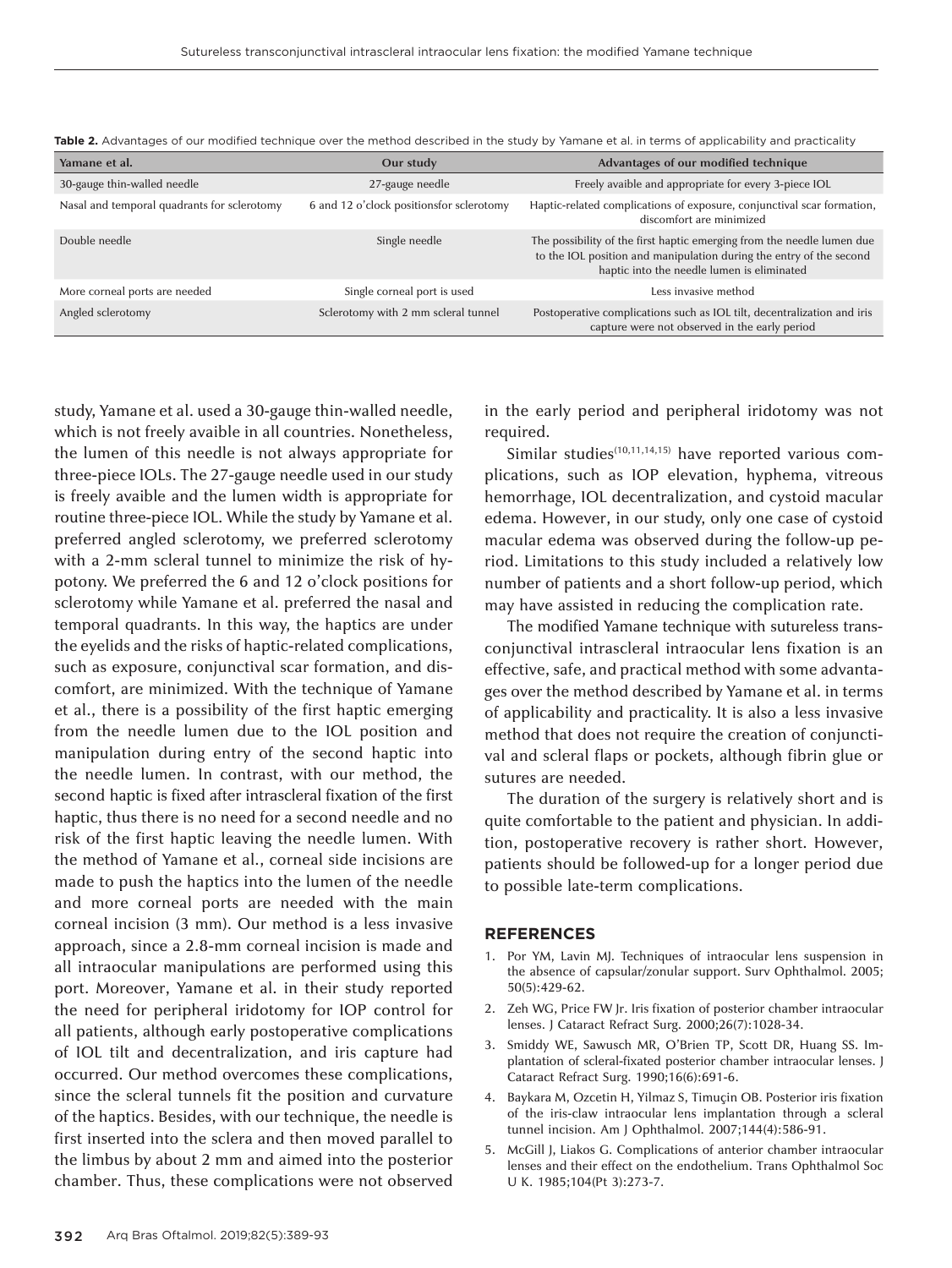**Table 2.** Advantages of our modified technique over the method described in the study by Yamane et al. in terms of applicability and practicality

| Yamane et al. | Our study | Advantages of our modified technique |
|---|---|---|
| 30-gauge thin-walled needle | 27-gauge needle | Freely avaible and appropriate for every 3-piece IOL |
| Nasal and temporal quadrants for sclerotomy | 6 and 12 o'clock positionsfor sclerotomy | Haptic-related complications of exposure, conjunctival scar formation, discomfort are minimized |
| Double needle | Single needle | The possibility of the first haptic emerging from the needle lumen due to the IOL position and manipulation during the entry of the second haptic into the needle lumen is eliminated |
| More corneal ports are needed | Single corneal port is used | Less invasive method |
| Angled sclerotomy | Sclerotomy with 2 mm scleral tunnel | Postoperative complications such as IOL tilt, decentralization and iris capture were not observed in the early period |

study, Yamane et al. used a 30-gauge thin-walled needle, which is not freely avaible in all countries. Nonetheless, the lumen of this needle is not always appropriate for three-piece IOLs. The 27-gauge needle used in our study is freely avaible and the lumen width is appropriate for routine three-piece IOL. While the study by Yamane et al. preferred angled sclerotomy, we preferred sclerotomy with a 2-mm scleral tunnel to minimize the risk of hypotony. We preferred the 6 and 12 o'clock positions for sclerotomy while Yamane et al. preferred the nasal and temporal quadrants. In this way, the haptics are under the eyelids and the risks of haptic-related complications, such as exposure, conjunctival scar formation, and discomfort, are minimized. With the technique of Yamane et al., there is a possibility of the first haptic emerging from the needle lumen due to the IOL position and manipulation during entry of the second haptic into the needle lumen. In contrast, with our method, the second haptic is fixed after intrascleral fixation of the first haptic, thus there is no need for a second needle and no risk of the first haptic leaving the needle lumen. With the method of Yamane et al., corneal side incisions are made to push the haptics into the lumen of the needle and more corneal ports are needed with the main corneal incision (3 mm). Our method is a less invasive approach, since a 2.8-mm corneal incision is made and all intraocular manipulations are performed using this port. Moreover, Yamane et al. in their study reported the need for peripheral iridotomy for IOP control for all patients, although early postoperative complications of IOL tilt and decentralization, and iris capture had occurred. Our method overcomes these complications, since the scleral tunnels fit the position and curvature of the haptics. Besides, with our technique, the needle is first inserted into the sclera and then moved parallel to the limbus by about 2 mm and aimed into the posterior chamber. Thus, these complications were not observed in the early period and peripheral iridotomy was not required.

Similar studies[10,11,14,15] have reported various complications, such as IOP elevation, hyphema, vitreous hemorrhage, IOL decentralization, and cystoid macular edema. However, in our study, only one case of cystoid macular edema was observed during the follow-up period. Limitations to this study included a relatively low number of patients and a short follow-up period, which may have assisted in reducing the complication rate.

The modified Yamane technique with sutureless transconjunctival intrascleral intraocular lens fixation is an effective, safe, and practical method with some advantages over the method described by Yamane et al. in terms of applicability and practicality. It is also a less invasive method that does not require the creation of conjunctival and scleral flaps or pockets, although fibrin glue or sutures are needed.

The duration of the surgery is relatively short and is quite comfortable to the patient and physician. In addition, postoperative recovery is rather short. However, patients should be followed-up for a longer period due to possible late-term complications.

## REFERENCES

1. Por YM, Lavin MJ. Techniques of intraocular lens suspension in the absence of capsular/zonular support. Surv Ophthalmol. 2005;50(5):429-62.
2. Zeh WG, Price FW Jr. Iris fixation of posterior chamber intraocular lenses. J Cataract Refract Surg. 2000;26(7):1028-34.
3. Smiddy WE, Sawusch MR, O'Brien TP, Scott DR, Huang SS. Implantation of scleral-fixated posterior chamber intraocular lenses. J Cataract Refract Surg. 1990;16(6):691-6.
4. Baykara M, Ozcetin H, Yilmaz S, Timuçin OB. Posterior iris fixation of the iris-claw intraocular lens implantation through a scleral tunnel incision. Am J Ophthalmol. 2007;144(4):586-91.
5. McGill J, Liakos G. Complications of anterior chamber intraocular lenses and their effect on the endothelium. Trans Ophthalmol Soc U K. 1985;104(Pt 3):273-7.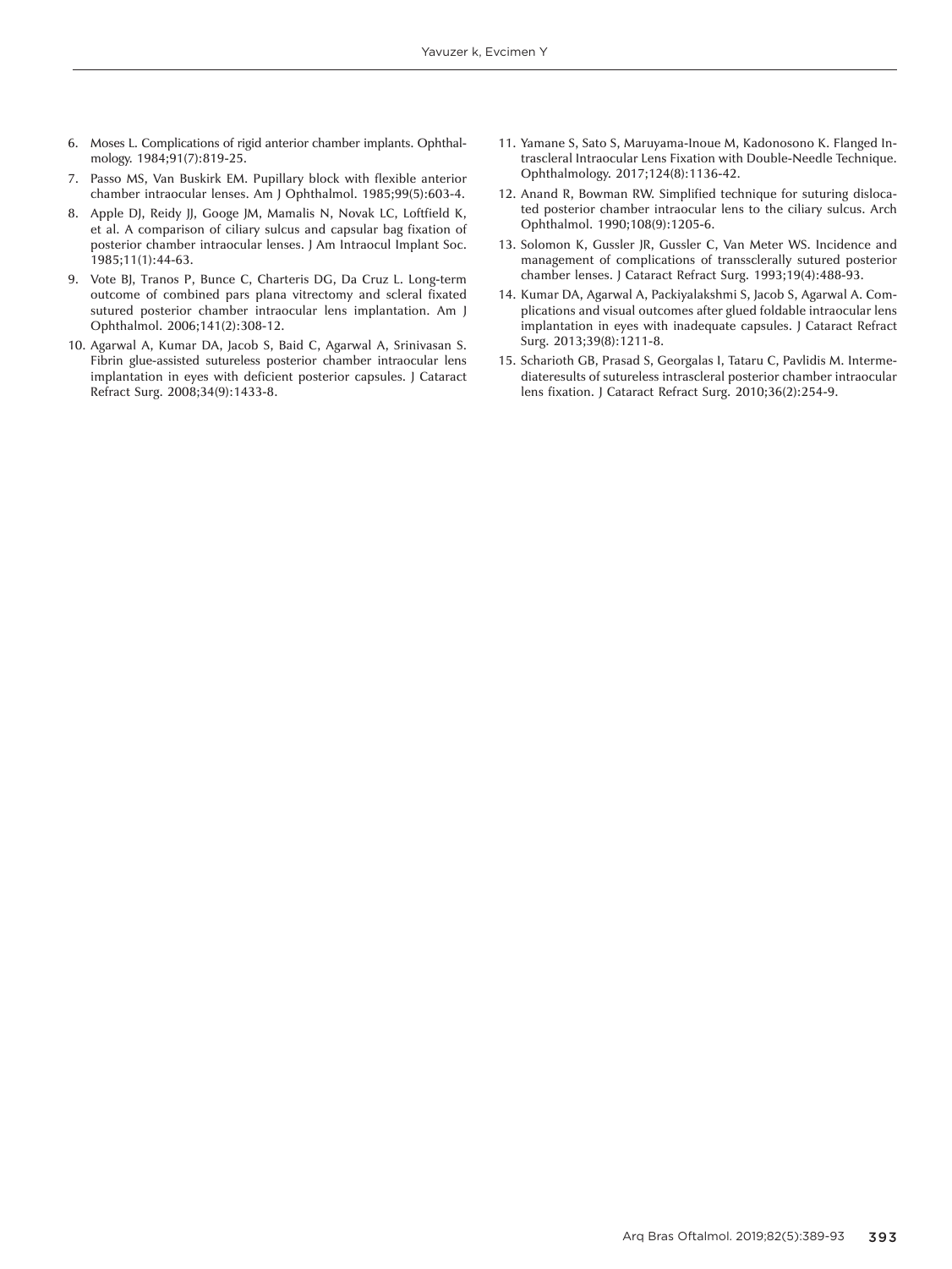6. Moses L. Complications of rigid anterior chamber implants. Ophthalmology. 1984;91(7):819-25.
7. Passo MS, Van Buskirk EM. Pupillary block with flexible anterior chamber intraocular lenses. Am J Ophthalmol. 1985;99(5):603-4.
8. Apple DJ, Reidy JJ, Googe JM, Mamalis N, Novak LC, Loftfield K, et al. A comparison of ciliary sulcus and capsular bag fixation of posterior chamber intraocular lenses. J Am Intraocul Implant Soc. 1985;11(1):44-63.
9. Vote BJ, Tranos P, Bunce C, Charteris DG, Da Cruz L. Long-term outcome of combined pars plana vitrectomy and scleral fixated sutured posterior chamber intraocular lens implantation. Am J Ophthalmol. 2006;141(2):308-12.
10. Agarwal A, Kumar DA, Jacob S, Baid C, Agarwal A, Srinivasan S. Fibrin glue-assisted sutureless posterior chamber intraocular lens implantation in eyes with deficient posterior capsules. J Cataract Refract Surg. 2008;34(9):1433-8.
11. Yamane S, Sato S, Maruyama-Inoue M, Kadonosono K. Flanged Intrascleral Intraocular Lens Fixation with Double-Needle Technique. Ophthalmology. 2017;124(8):1136-42.
12. Anand R, Bowman RW. Simplified technique for suturing dislocated posterior chamber intraocular lens to the ciliary sulcus. Arch Ophthalmol. 1990;108(9):1205-6.
13. Solomon K, Gussler JR, Gussler C, Van Meter WS. Incidence and management of complications of transsclerally sutured posterior chamber lenses. J Cataract Refract Surg. 1993;19(4):488-93.
14. Kumar DA, Agarwal A, Packiyalakshmi S, Jacob S, Agarwal A. Complications and visual outcomes after glued foldable intraocular lens implantation in eyes with inadequate capsules. J Cataract Refract Surg. 2013;39(8):1211-8.
15. Scharioth GB, Prasad S, Georgalas I, Tataru C, Pavlidis M. Intermediateresults of sutureless intrascleral posterior chamber intraocular lens fixation. J Cataract Refract Surg. 2010;36(2):254-9.